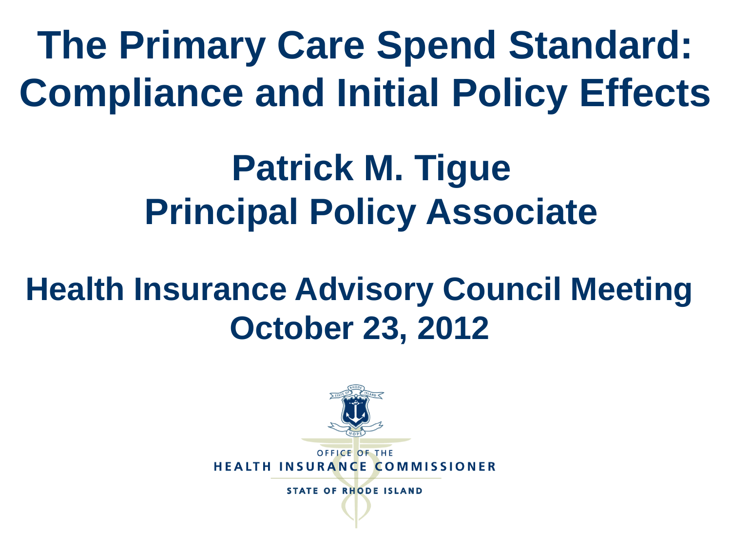# The Primary Care Spend Standard: Compliance and Initial Policy Effects

## Patrick M. Tigue
## Principal Policy Associate

## Health Insurance Advisory Council Meeting
## October 23, 2012

OFFICE OF THE
HEALTH INSURANCE COMMISSIONER
STATE OF RHODE ISLAND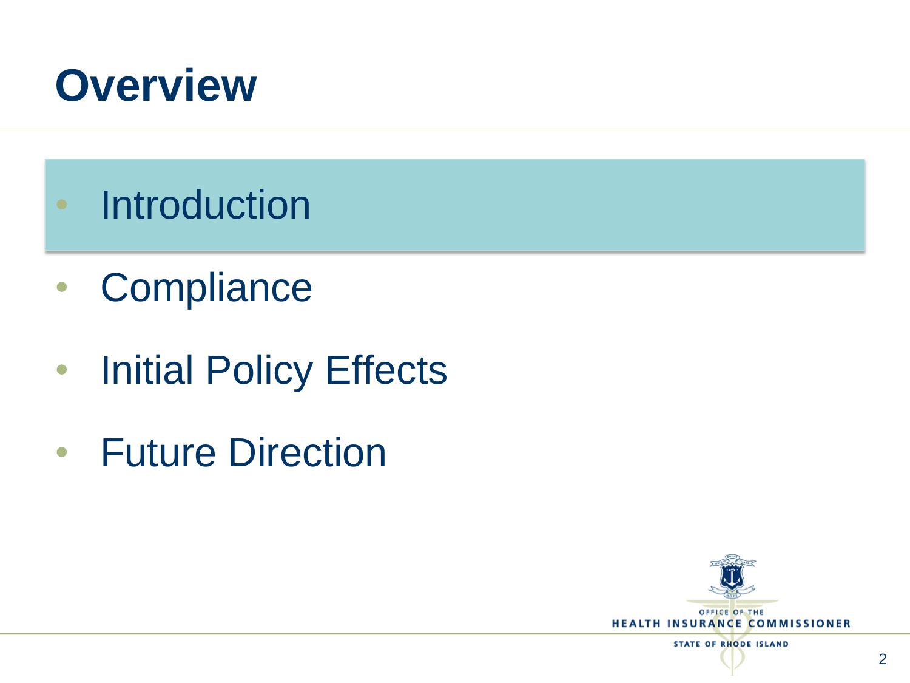# Overview

- Introduction
- Compliance
- Initial Policy Effects
- Future Direction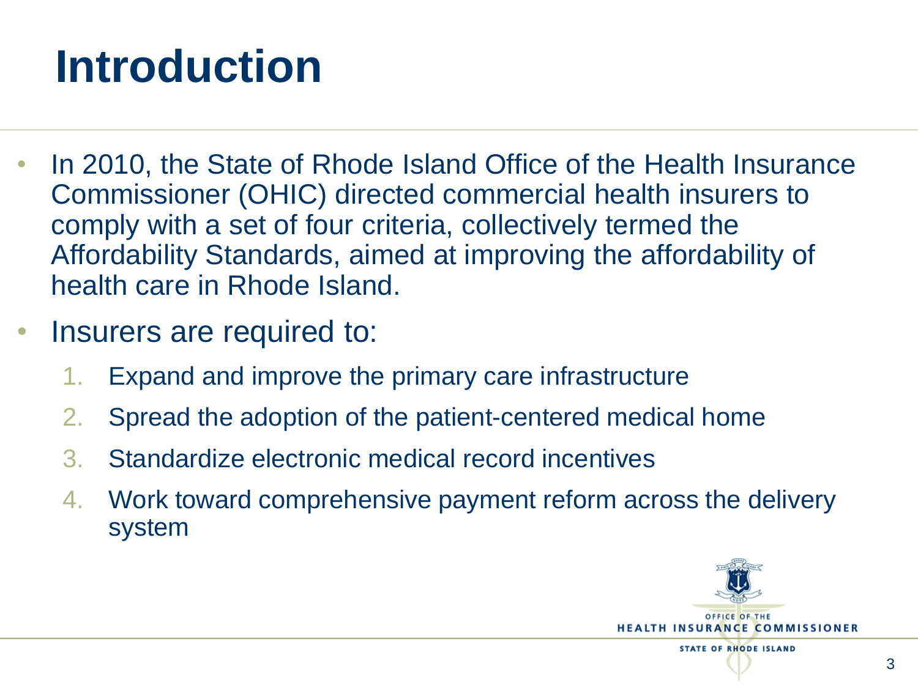# Introduction

- In 2010, the State of Rhode Island Office of the Health Insurance Commissioner (OHIC) directed commercial health insurers to comply with a set of four criteria, collectively termed the Affordability Standards, aimed at improving the affordability of health care in Rhode Island.
- Insurers are required to:
  1. Expand and improve the primary care infrastructure
  2. Spread the adoption of the patient-centered medical home
  3. Standardize electronic medical record incentives
  4. Work toward comprehensive payment reform across the delivery system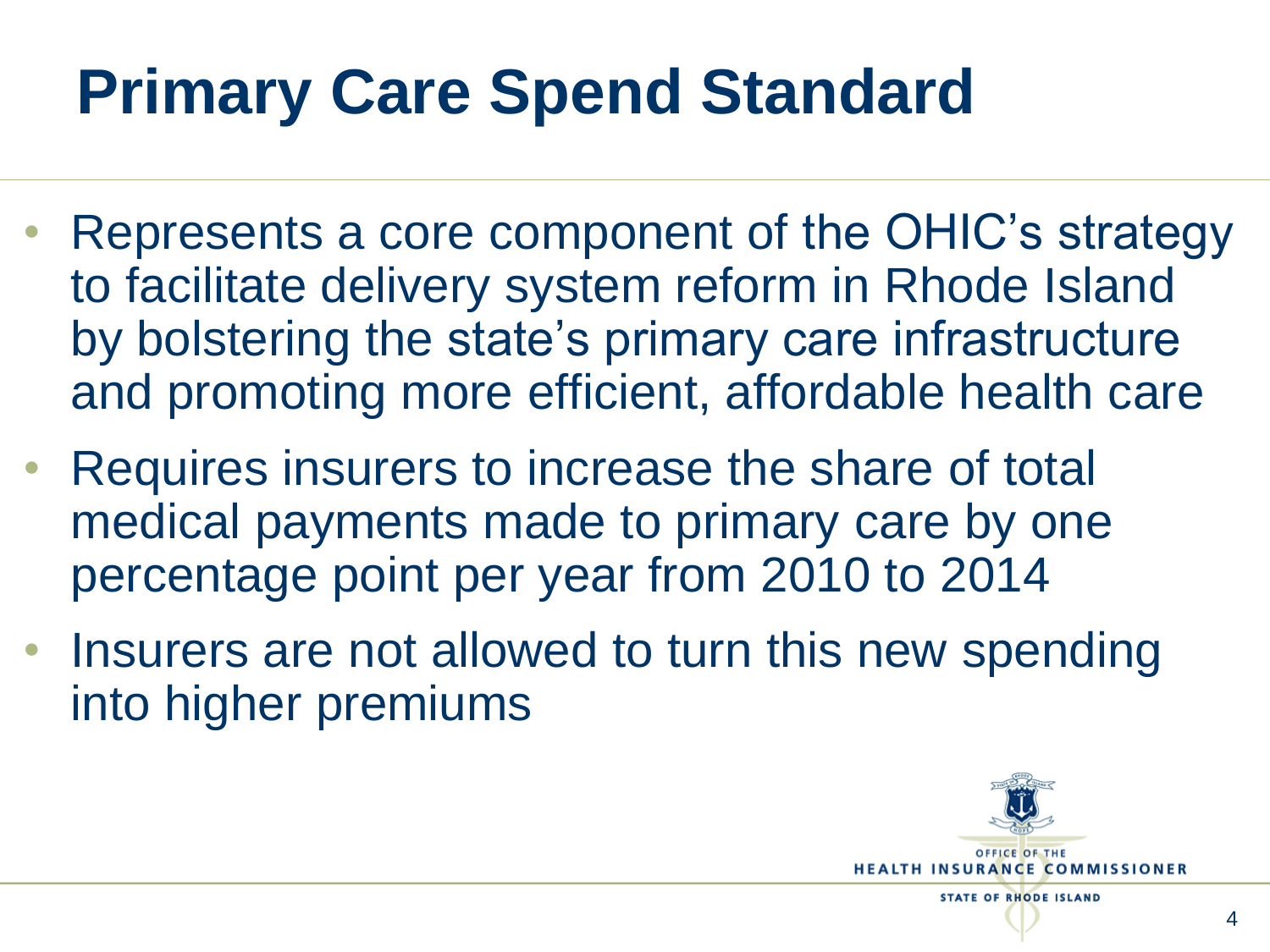# Primary Care Spend Standard

- Represents a core component of the OHIC's strategy to facilitate delivery system reform in Rhode Island by bolstering the state's primary care infrastructure and promoting more efficient, affordable health care
- Requires insurers to increase the share of total medical payments made to primary care by one percentage point per year from 2010 to 2014
- Insurers are not allowed to turn this new spending into higher premiums

OFFICE OF THE
HEALTH INSURANCE COMMISSIONER
STATE OF RHODE ISLAND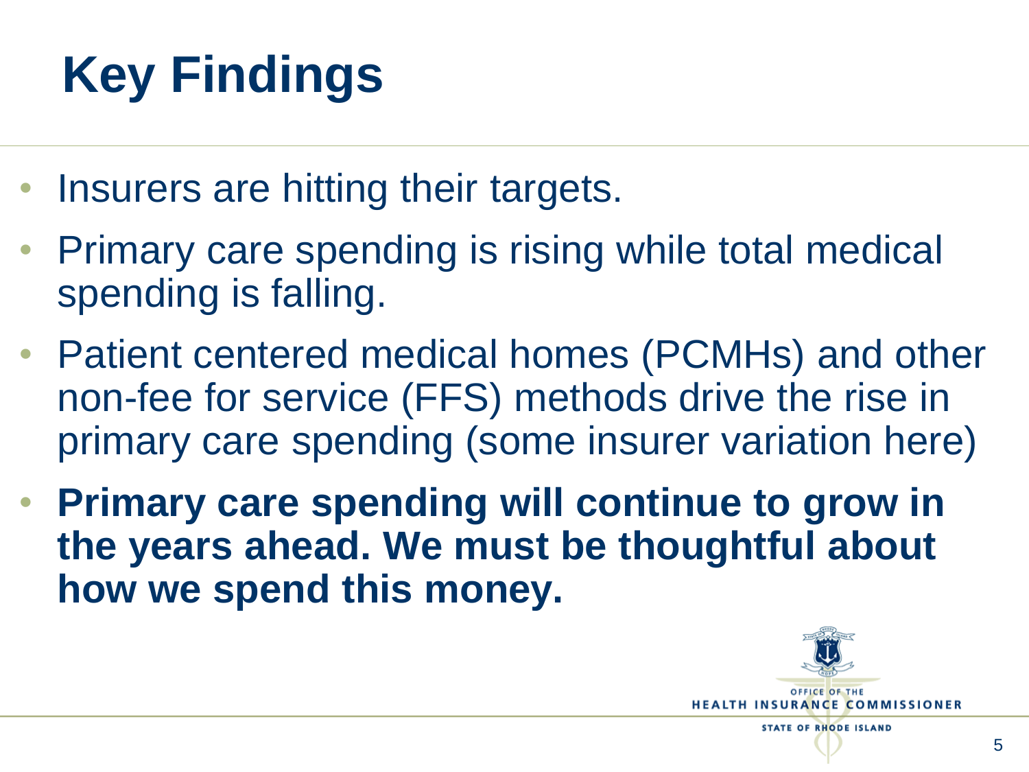# Key Findings

- Insurers are hitting their targets.
- Primary care spending is rising while total medical spending is falling.
- Patient centered medical homes (PCMHs) and other non-fee for service (FFS) methods drive the rise in primary care spending (some insurer variation here)
- **Primary care spending will continue to grow in the years ahead. We must be thoughtful about how we spend this money.**

OFFICE OF THE HEALTH INSURANCE COMMISSIONER
STATE OF RHODE ISLAND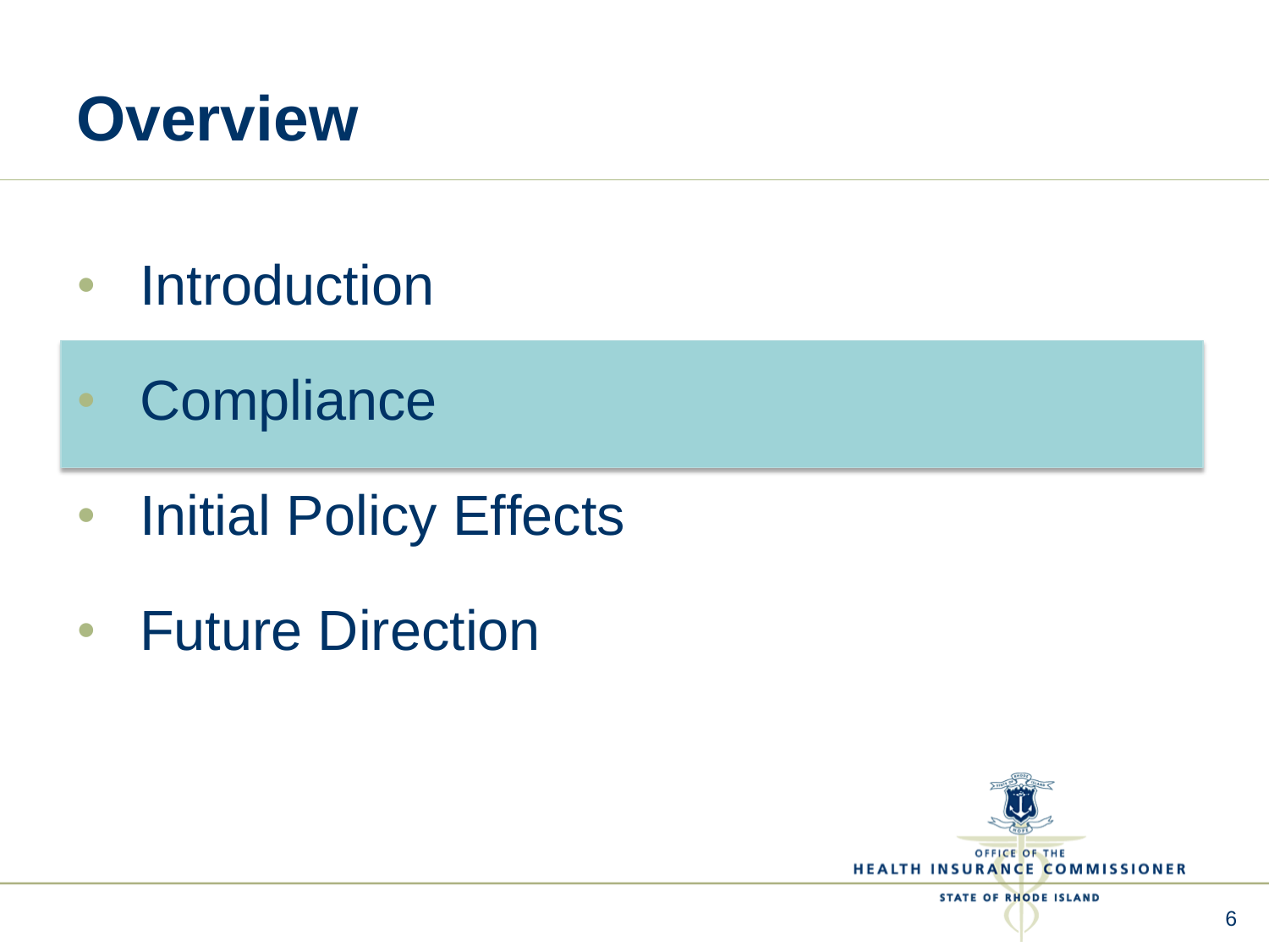# Overview

- Introduction
- Compliance
- Initial Policy Effects
- Future Direction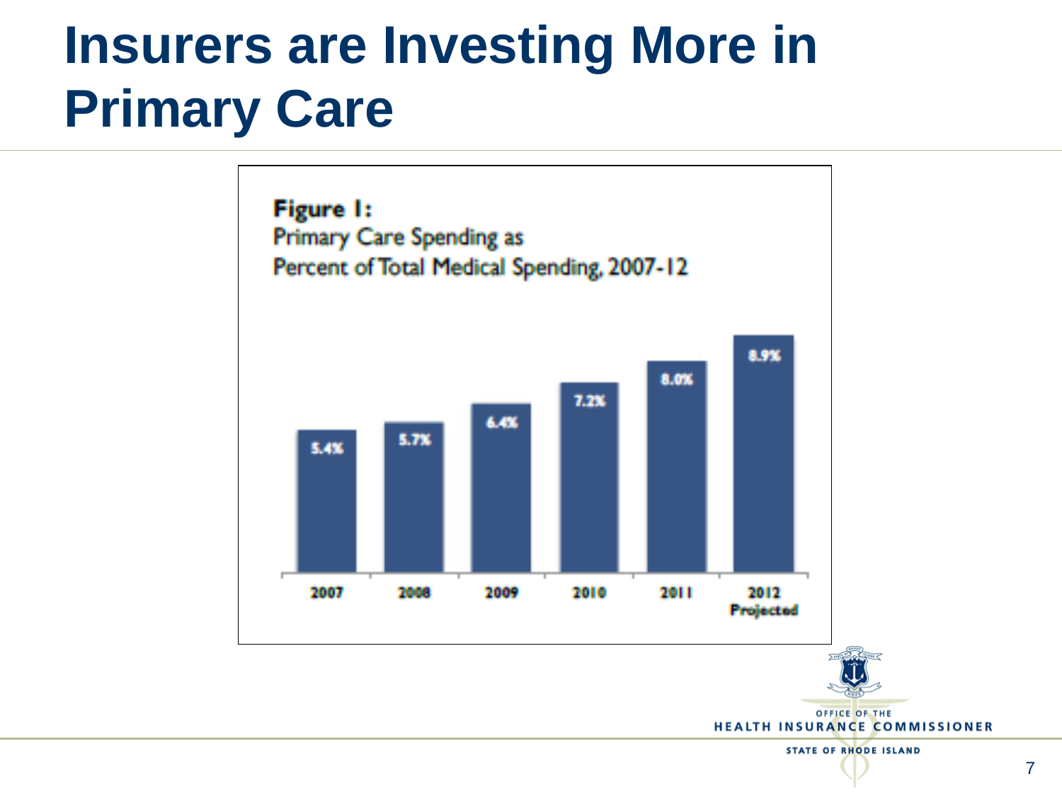# Insurers are Investing More in Primary Care

**Figure 1:**
Primary Care Spending as Percent of Total Medical Spending, 2007-12

| Year | Percent |
|---|---|
| 2007 | 5.4% |
| 2008 | 5.7% |
| 2009 | 6.4% |
| 2010 | 7.2% |
| 2011 | 8.0% |
| 2012 Projected | 8.9% |

OFFICE OF THE HEALTH INSURANCE COMMISSIONER
STATE OF RHODE ISLAND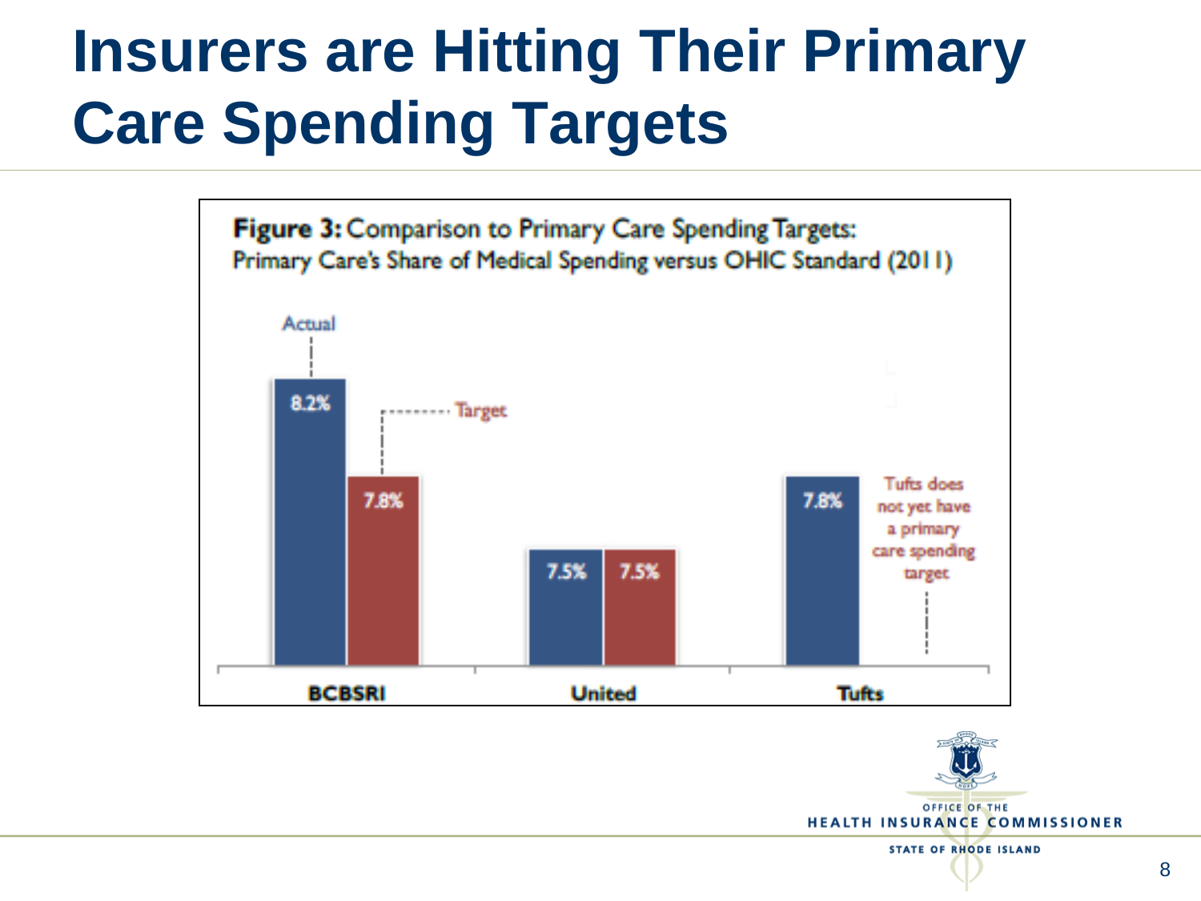# Insurers are Hitting Their Primary Care Spending Targets

**Figure 3:** Comparison to Primary Care Spending Targets:
Primary Care's Share of Medical Spending versus OHIC Standard (2011)

| Insurer | Actual | Target |
| --- | --- | --- |
| BCBSRI | 8.2% | 7.8% |
| United | 7.5% | 7.5% |
| Tufts | 7.8% | Tufts does not yet have a primary care spending target |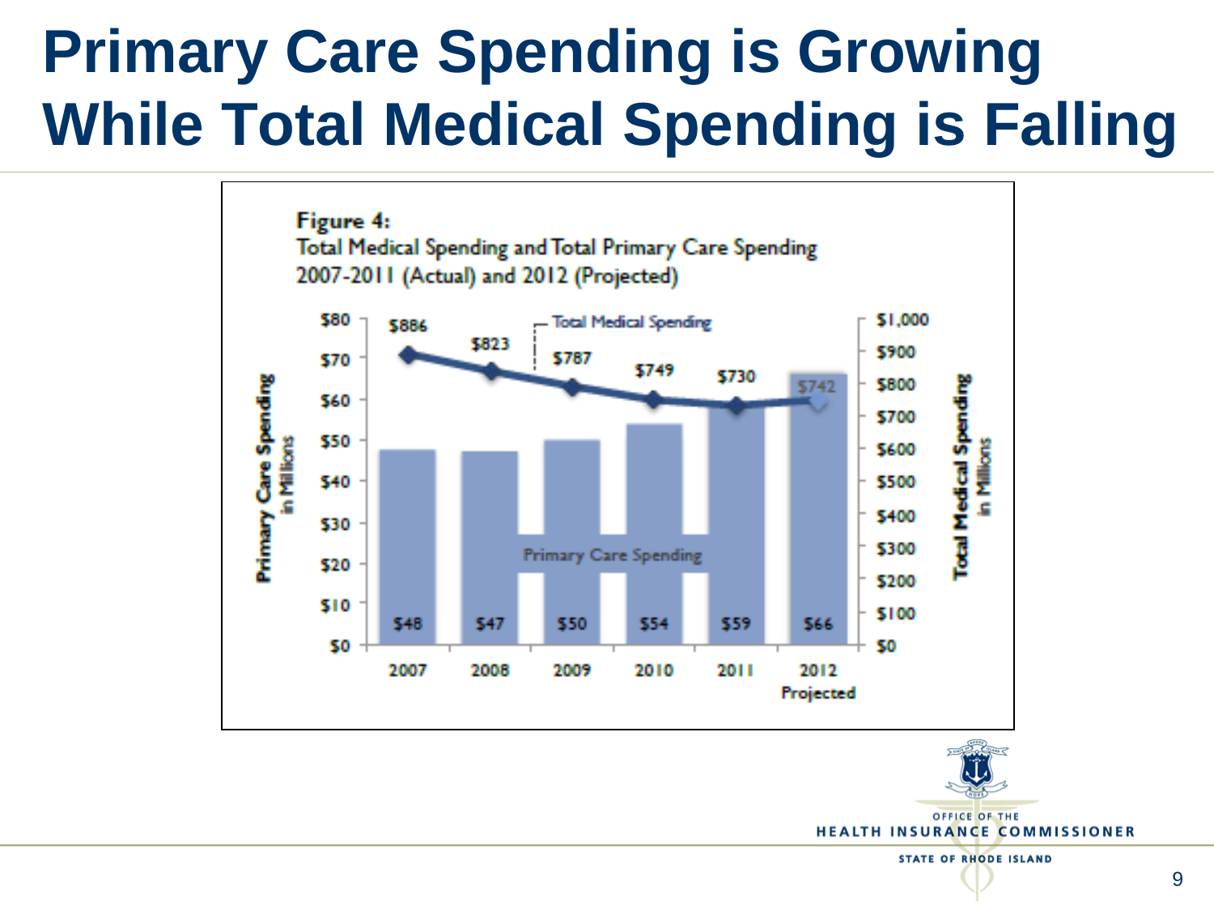# Primary Care Spending is Growing While Total Medical Spending is Falling

**Figure 4:**
Total Medical Spending and Total Primary Care Spending 2007-2011 (Actual) and 2012 (Projected)

| Year | Primary Care Spending (in Millions) | Total Medical Spending (in Millions) |
|---|---|---|
| 2007 | $48 | $886 |
| 2008 | $47 | $823 |
| 2009 | $50 | $787 |
| 2010 | $54 | $749 |
| 2011 | $59 | $730 |
| 2012 Projected | $66 | $742 |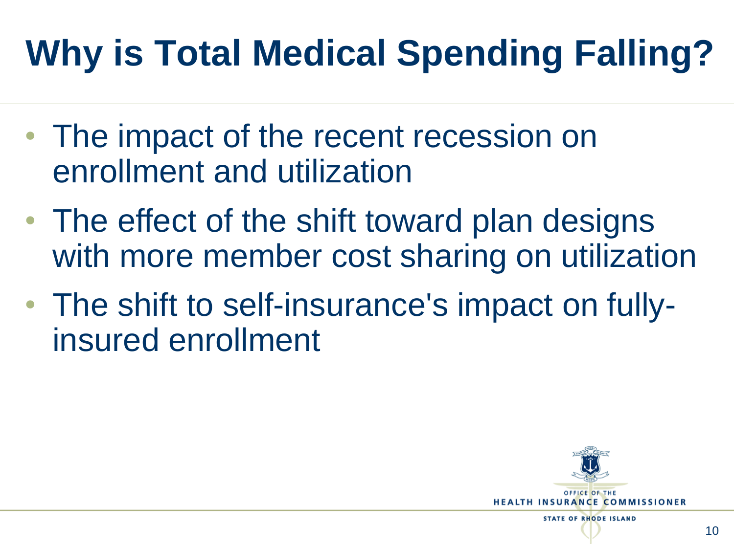# Why is Total Medical Spending Falling?

- The impact of the recent recession on enrollment and utilization
- The effect of the shift toward plan designs with more member cost sharing on utilization
- The shift to self-insurance's impact on fully-insured enrollment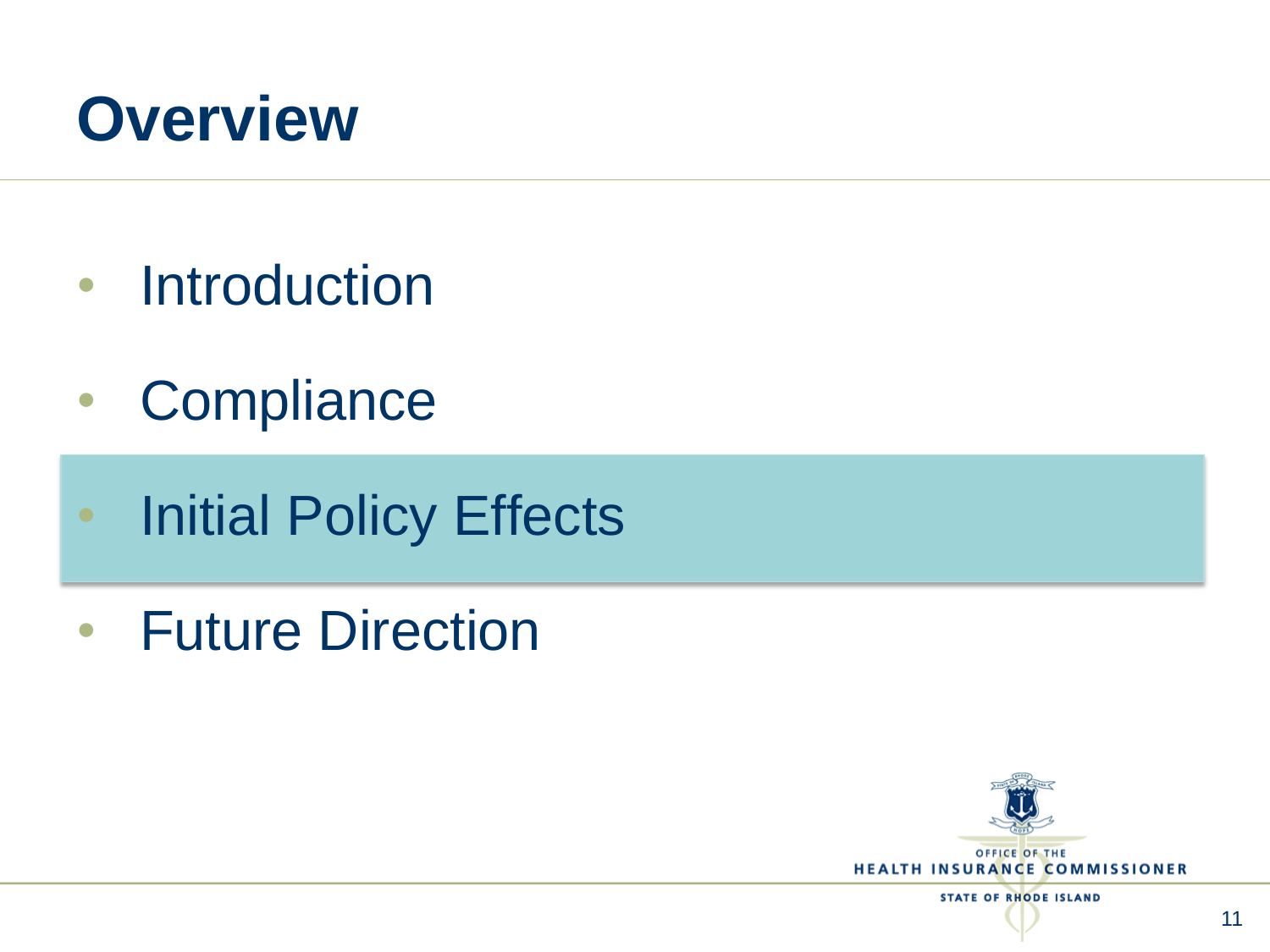# Overview

- Introduction
- Compliance
- Initial Policy Effects
- Future Direction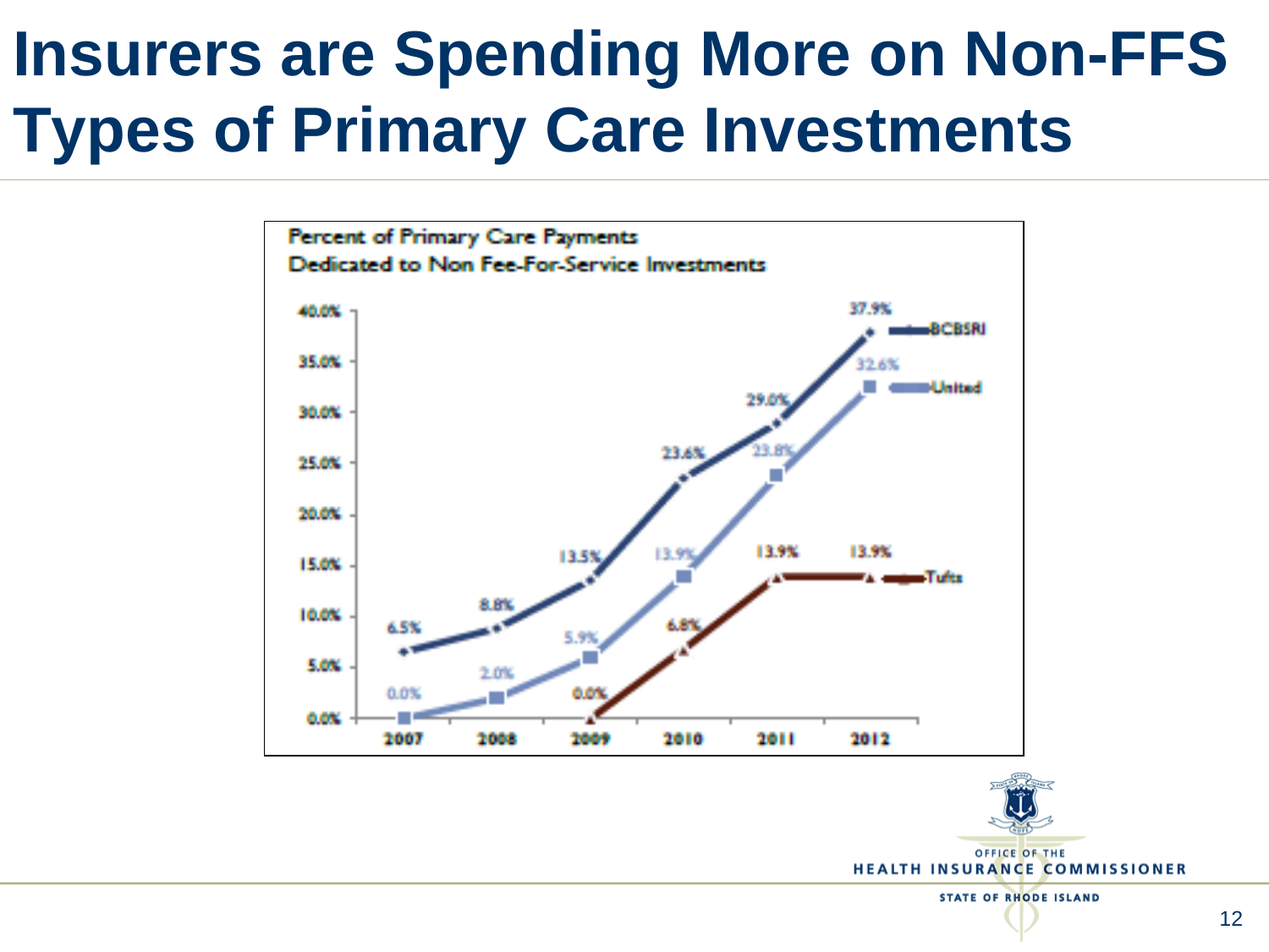# Insurers are Spending More on Non-FFS Types of Primary Care Investments

Percent of Primary Care Payments Dedicated to Non Fee-For-Service Investments

| Year | BCBSRI | United | Tufts |
|---|---|---|---|
| 2007 | 6.5% | 0.0% | |
| 2008 | 8.8% | 2.0% | |
| 2009 | 13.5% | 5.9% | 0.0% |
| 2010 | 23.6% | 13.9% | 6.8% |
| 2011 | 29.0% | 23.8% | 13.9% |
| 2012 | 37.9% | 32.6% | 13.9% |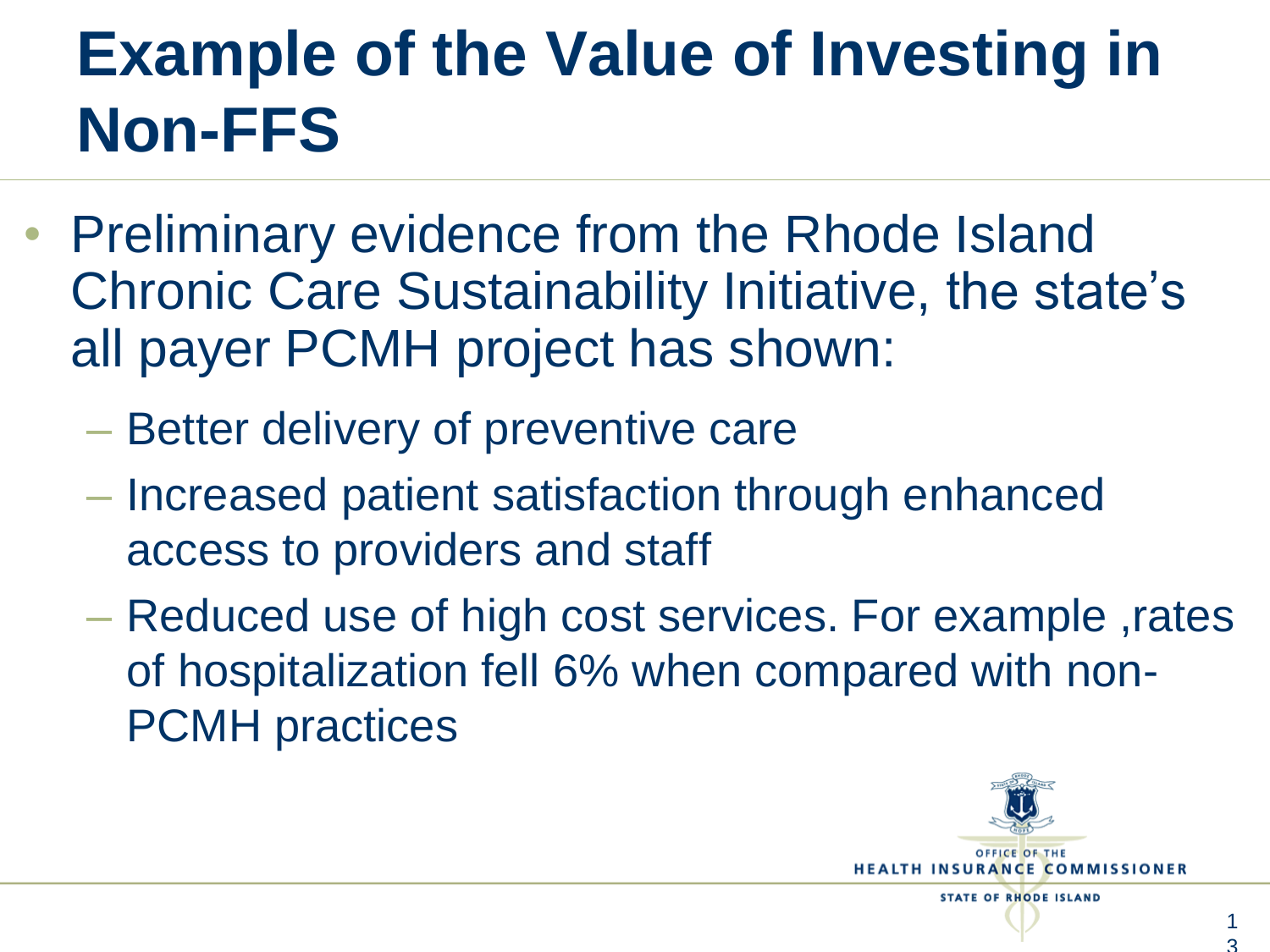# Example of the Value of Investing in Non-FFS

- Preliminary evidence from the Rhode Island Chronic Care Sustainability Initiative, the state's all payer PCMH project has shown:
  - Better delivery of preventive care
  - Increased patient satisfaction through enhanced access to providers and staff
  - Reduced use of high cost services. For example ,rates of hospitalization fell 6% when compared with non-PCMH practices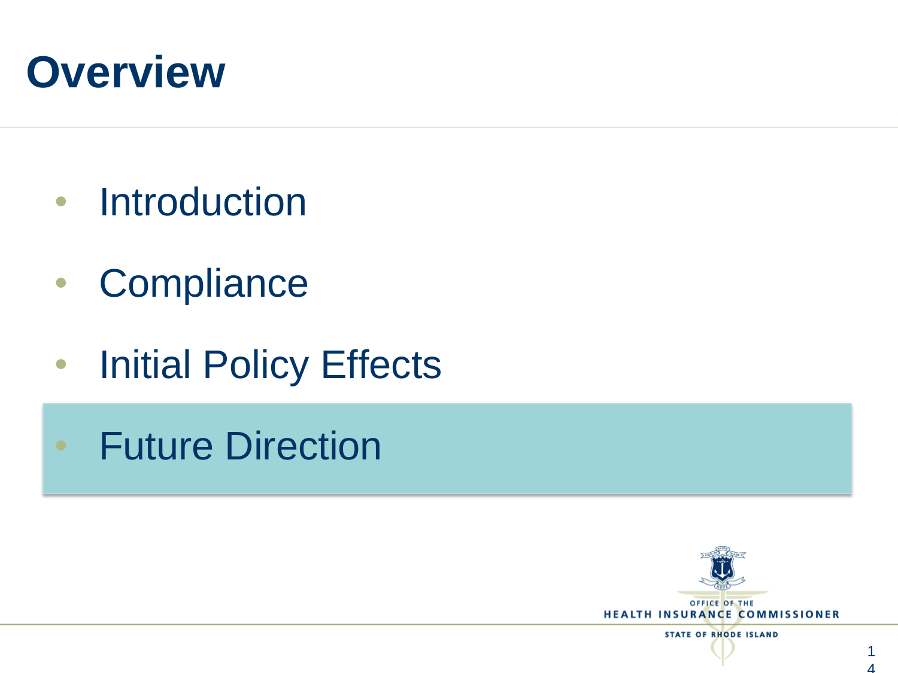# Overview

- Introduction
- Compliance
- Initial Policy Effects
- Future Direction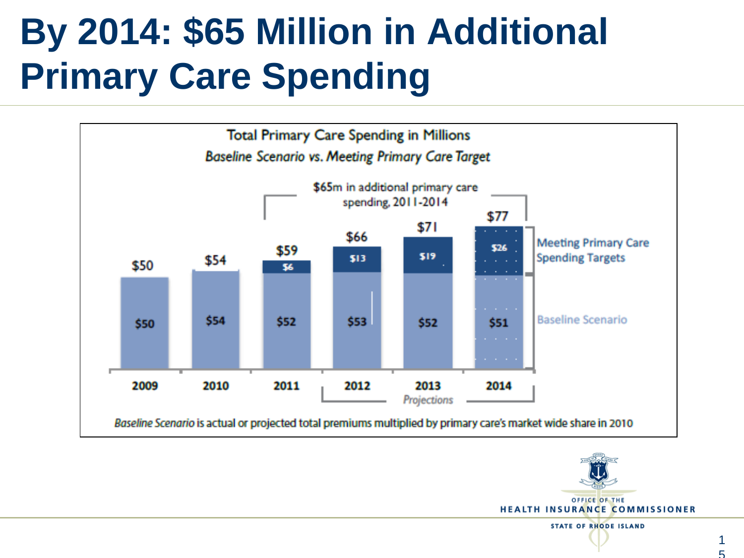# By 2014: $65 Million in Additional Primary Care Spending

**Total Primary Care Spending in Millions**
*Baseline Scenario vs. Meeting Primary Care Target*

$65m in additional primary care spending, 2011-2014

| Year | Baseline Scenario | Meeting Primary Care Spending Targets (additional) | Total |
|---|---|---|---|
| 2009 | $50 | | $50 |
| 2010 | $54 | | $54 |
| 2011 | $52 | $6 | $59 |
| 2012 | $53 | $13 | $66 |
| 2013 | $52 | $19 | $71 |
| 2014 | $51 | $26 | $77 |

Projections: 2012–2014

*Baseline Scenario* is actual or projected total premiums multiplied by primary care's market wide share in 2010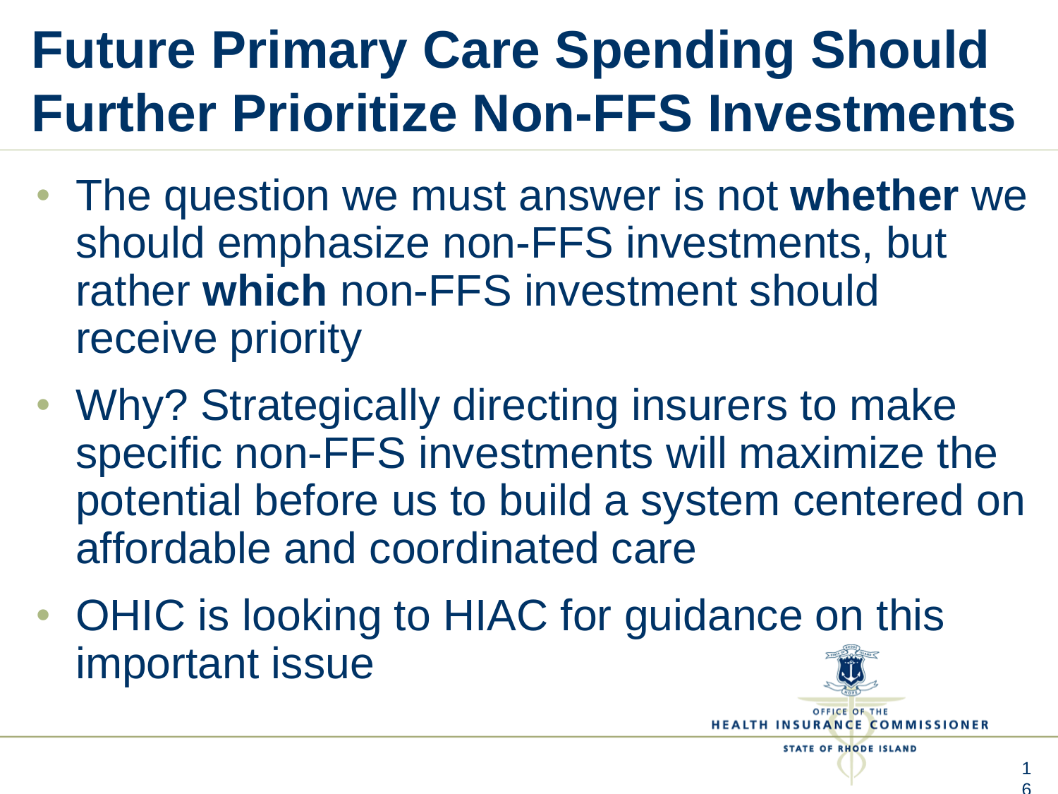# Future Primary Care Spending Should Further Prioritize Non-FFS Investments

- The question we must answer is not **whether** we should emphasize non-FFS investments, but rather **which** non-FFS investment should receive priority
- Why? Strategically directing insurers to make specific non-FFS investments will maximize the potential before us to build a system centered on affordable and coordinated care
- OHIC is looking to HIAC for guidance on this important issue

OFFICE OF THE HEALTH INSURANCE COMMISSIONER
STATE OF RHODE ISLAND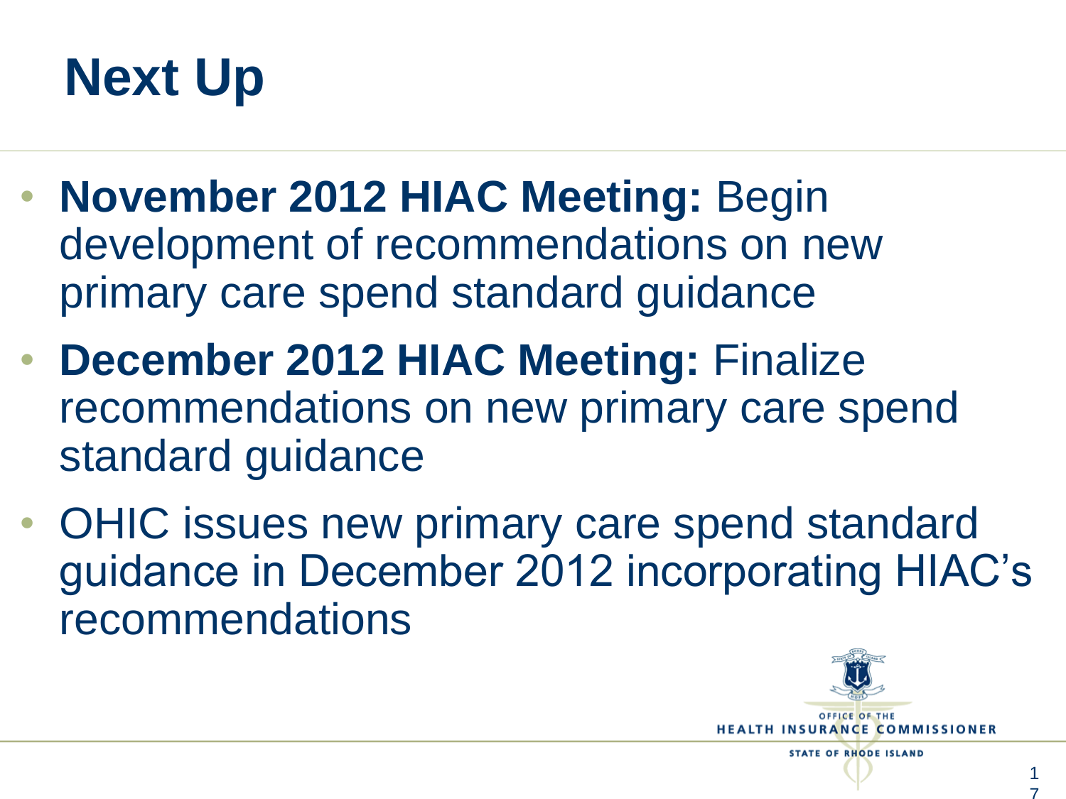# Next Up

- **November 2012 HIAC Meeting:** Begin development of recommendations on new primary care spend standard guidance
- **December 2012 HIAC Meeting:** Finalize recommendations on new primary care spend standard guidance
- OHIC issues new primary care spend standard guidance in December 2012 incorporating HIAC's recommendations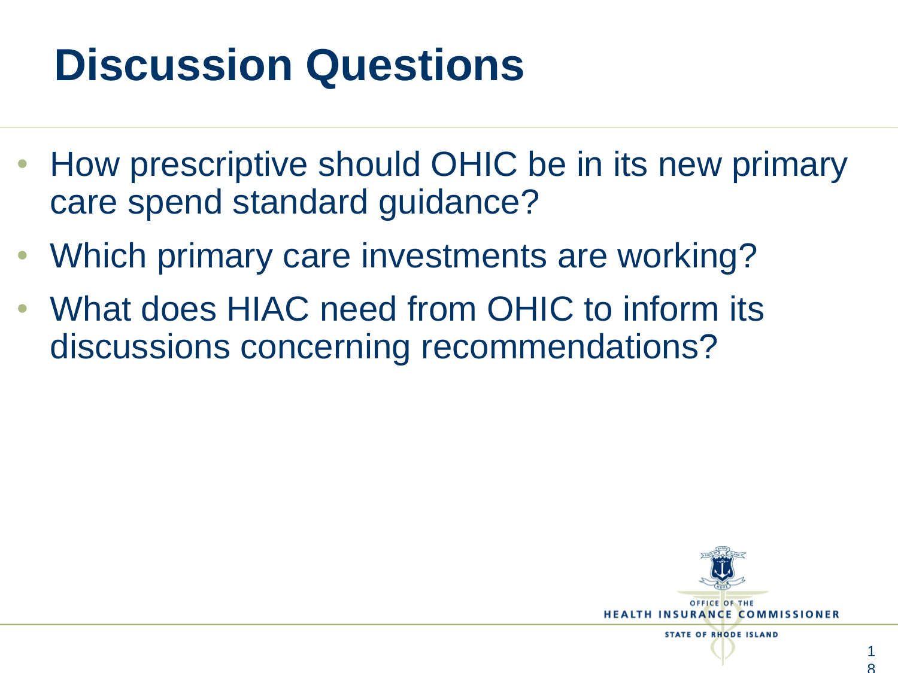# Discussion Questions

- How prescriptive should OHIC be in its new primary care spend standard guidance?
- Which primary care investments are working?
- What does HIAC need from OHIC to inform its discussions concerning recommendations?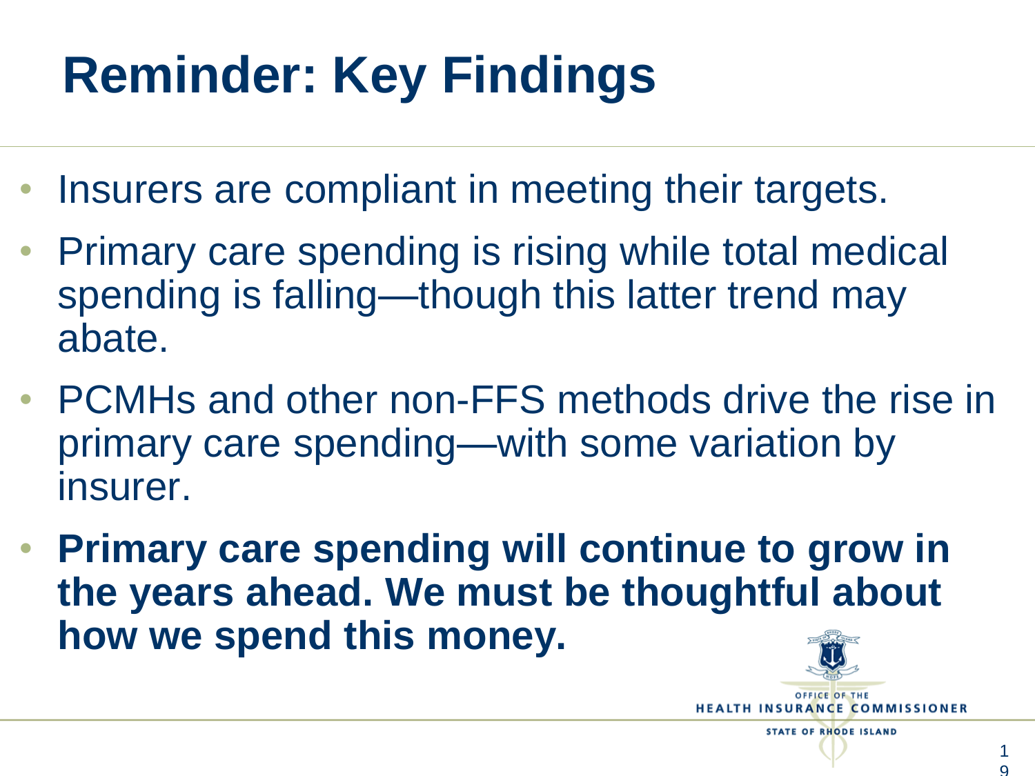# Reminder: Key Findings

- Insurers are compliant in meeting their targets.
- Primary care spending is rising while total medical spending is falling—though this latter trend may abate.
- PCMHs and other non-FFS methods drive the rise in primary care spending—with some variation by insurer.
- **Primary care spending will continue to grow in the years ahead. We must be thoughtful about how we spend this money.**

OFFICE OF THE
HEALTH INSURANCE COMMISSIONER
STATE OF RHODE ISLAND